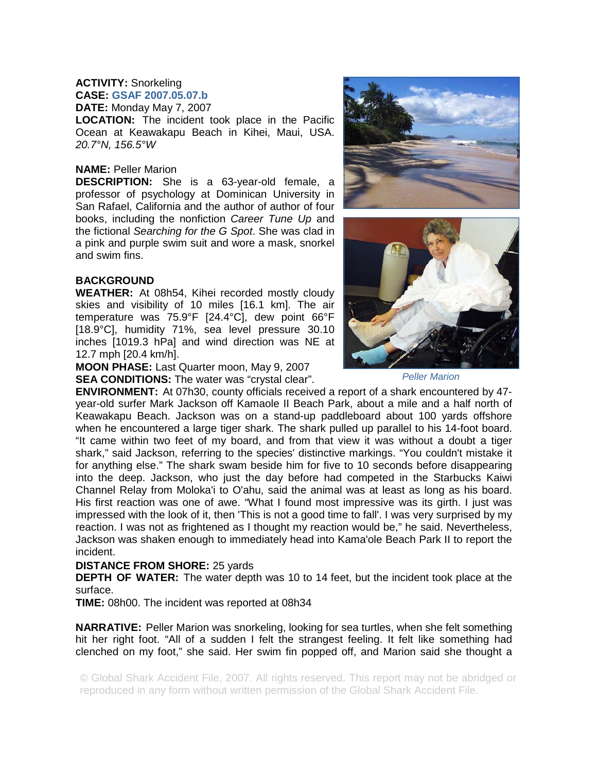**ACTIVITY:** Snorkeling
**CASE:** GSAF 2007.05.07.b
**DATE:** Monday May 7, 2007
**LOCATION:** The incident took place in the Pacific Ocean at Keawakapu Beach in Kihei, Maui, USA. *20.7°N, 156.5°W*

**NAME:** Peller Marion
**DESCRIPTION:** She is a 63-year-old female, a professor of psychology at Dominican University in San Rafael, California and the author of author of four books, including the nonfiction *Career Tune Up* and the fictional *Searching for the G Spot*. She was clad in a pink and purple swim suit and wore a mask, snorkel and swim fins.

Peller Marion

## BACKGROUND

**WEATHER:** At 08h54, Kihei recorded mostly cloudy skies and visibility of 10 miles [16.1 km]. The air temperature was 75.9°F [24.4°C], dew point 66°F [18.9°C], humidity 71%, sea level pressure 30.10 inches [1019.3 hPa] and wind direction was NE at 12.7 mph [20.4 km/h].
**MOON PHASE:** Last Quarter moon, May 9, 2007
**SEA CONDITIONS:** The water was "crystal clear".
**ENVIRONMENT:** At 07h30, county officials received a report of a shark encountered by 47-year-old surfer Mark Jackson off Kamaole II Beach Park, about a mile and a half north of Keawakapu Beach. Jackson was on a stand-up paddleboard about 100 yards offshore when he encountered a large tiger shark. The shark pulled up parallel to his 14-foot board. "It came within two feet of my board, and from that view it was without a doubt a tiger shark," said Jackson, referring to the species' distinctive markings. "You couldn't mistake it for anything else." The shark swam beside him for five to 10 seconds before disappearing into the deep. Jackson, who just the day before had competed in the Starbucks Kaiwi Channel Relay from Moloka'i to O'ahu, said the animal was at least as long as his board. His first reaction was one of awe. "What I found most impressive was its girth. I just was impressed with the look of it, then 'This is not a good time to fall'. I was very surprised by my reaction. I was not as frightened as I thought my reaction would be," he said. Nevertheless, Jackson was shaken enough to immediately head into Kama'ole Beach Park II to report the incident.
**DISTANCE FROM SHORE:** 25 yards
**DEPTH OF WATER:** The water depth was 10 to 14 feet, but the incident took place at the surface.
**TIME:** 08h00. The incident was reported at 08h34

**NARRATIVE:** Peller Marion was snorkeling, looking for sea turtles, when she felt something hit her right foot. "All of a sudden I felt the strangest feeling. It felt like something had clenched on my foot," she said. Her swim fin popped off, and Marion said she thought a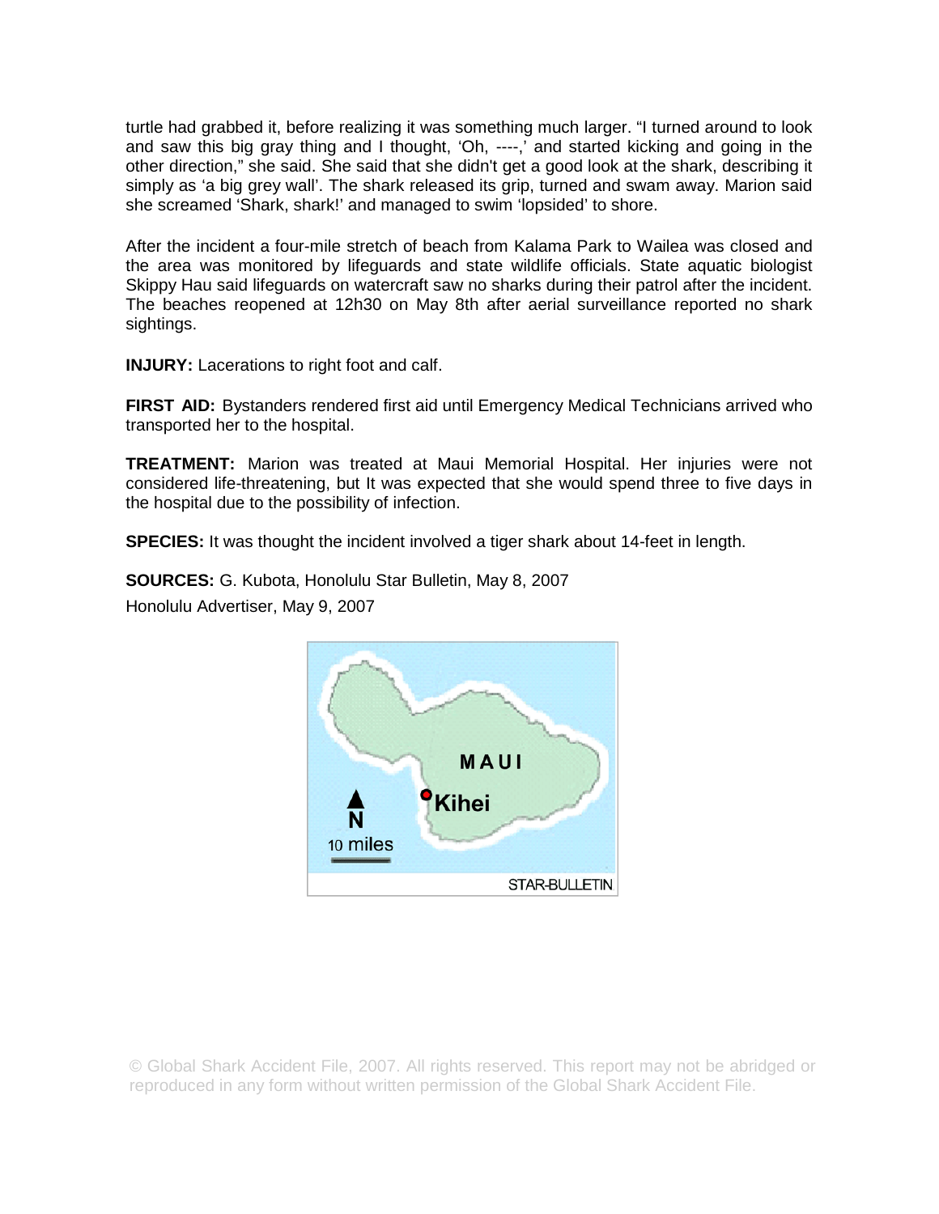turtle had grabbed it, before realizing it was something much larger. “I turned around to look and saw this big gray thing and I thought, ‘Oh, ----,’ and started kicking and going in the other direction,” she said. She said that she didn't get a good look at the shark, describing it simply as ‘a big grey wall’. The shark released its grip, turned and swam away. Marion said she screamed ‘Shark, shark!’ and managed to swim ‘lopsided’ to shore.

After the incident a four-mile stretch of beach from Kalama Park to Wailea was closed and the area was monitored by lifeguards and state wildlife officials. State aquatic biologist Skippy Hau said lifeguards on watercraft saw no sharks during their patrol after the incident. The beaches reopened at 12h30 on May 8th after aerial surveillance reported no shark sightings.

**INJURY:** Lacerations to right foot and calf.

**FIRST AID:** Bystanders rendered first aid until Emergency Medical Technicians arrived who transported her to the hospital.

**TREATMENT:** Marion was treated at Maui Memorial Hospital. Her injuries were not considered life-threatening, but It was expected that she would spend three to five days in the hospital due to the possibility of infection.

**SPECIES:** It was thought the incident involved a tiger shark about 14-feet in length.

**SOURCES:** G. Kubota, Honolulu Star Bulletin, May 8, 2007

Honolulu Advertiser, May 9, 2007

MAUI

Kihei

N

10 miles

STAR-BULLETIN